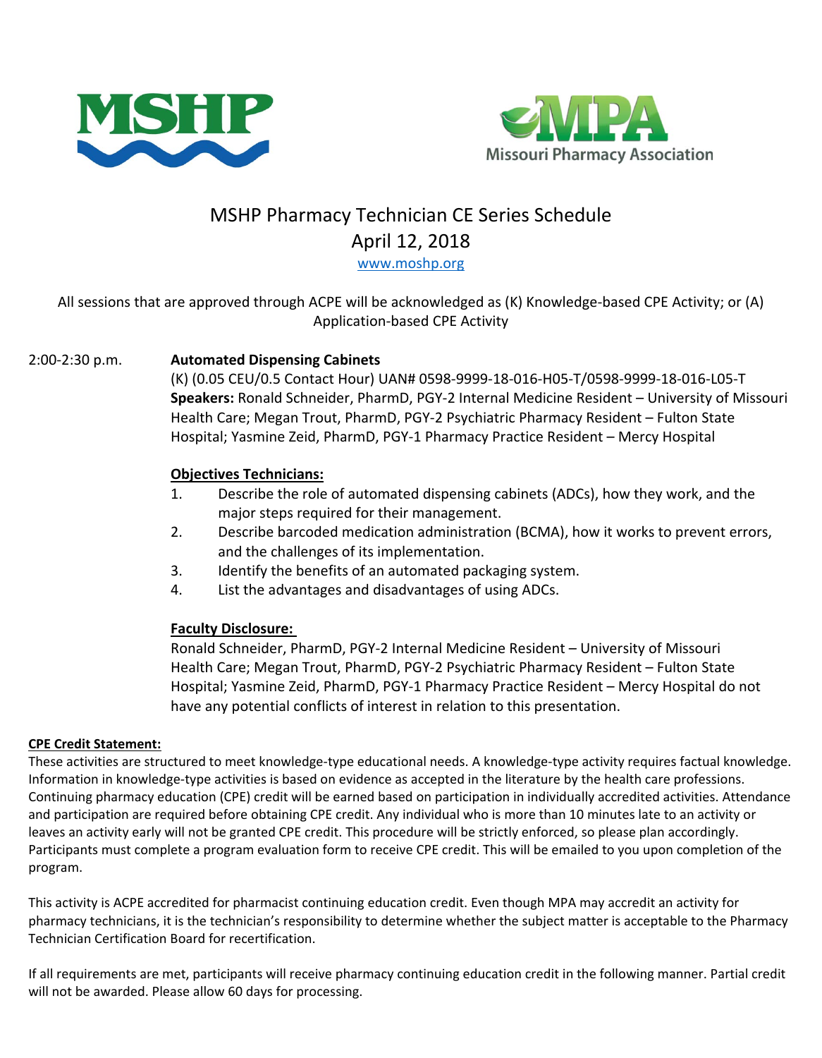MSHP

Missouri Pharmacy Association

# MSHP Pharmacy Technician CE Series Schedule

## April 12, 2018

www.moshp.org

All sessions that are approved through ACPE will be acknowledged as (K) Knowledge-based CPE Activity; or (A) Application-based CPE Activity

2:00-2:30 p.m. **Automated Dispensing Cabinets**

(K) (0.05 CEU/0.5 Contact Hour) UAN# 0598-9999-18-016-H05-T/0598-9999-18-016-L05-T

**Speakers:** Ronald Schneider, PharmD, PGY-2 Internal Medicine Resident – University of Missouri Health Care; Megan Trout, PharmD, PGY-2 Psychiatric Pharmacy Resident – Fulton State Hospital; Yasmine Zeid, PharmD, PGY-1 Pharmacy Practice Resident – Mercy Hospital

**Objectives Technicians:**

1. Describe the role of automated dispensing cabinets (ADCs), how they work, and the major steps required for their management.
2. Describe barcoded medication administration (BCMA), how it works to prevent errors, and the challenges of its implementation.
3. Identify the benefits of an automated packaging system.
4. List the advantages and disadvantages of using ADCs.

**Faculty Disclosure:**

Ronald Schneider, PharmD, PGY-2 Internal Medicine Resident – University of Missouri Health Care; Megan Trout, PharmD, PGY-2 Psychiatric Pharmacy Resident – Fulton State Hospital; Yasmine Zeid, PharmD, PGY-1 Pharmacy Practice Resident – Mercy Hospital do not have any potential conflicts of interest in relation to this presentation.

**CPE Credit Statement:**

These activities are structured to meet knowledge-type educational needs. A knowledge-type activity requires factual knowledge. Information in knowledge-type activities is based on evidence as accepted in the literature by the health care professions. Continuing pharmacy education (CPE) credit will be earned based on participation in individually accredited activities. Attendance and participation are required before obtaining CPE credit. Any individual who is more than 10 minutes late to an activity or leaves an activity early will not be granted CPE credit. This procedure will be strictly enforced, so please plan accordingly. Participants must complete a program evaluation form to receive CPE credit. This will be emailed to you upon completion of the program.

This activity is ACPE accredited for pharmacist continuing education credit. Even though MPA may accredit an activity for pharmacy technicians, it is the technician's responsibility to determine whether the subject matter is acceptable to the Pharmacy Technician Certification Board for recertification.

If all requirements are met, participants will receive pharmacy continuing education credit in the following manner. Partial credit will not be awarded. Please allow 60 days for processing.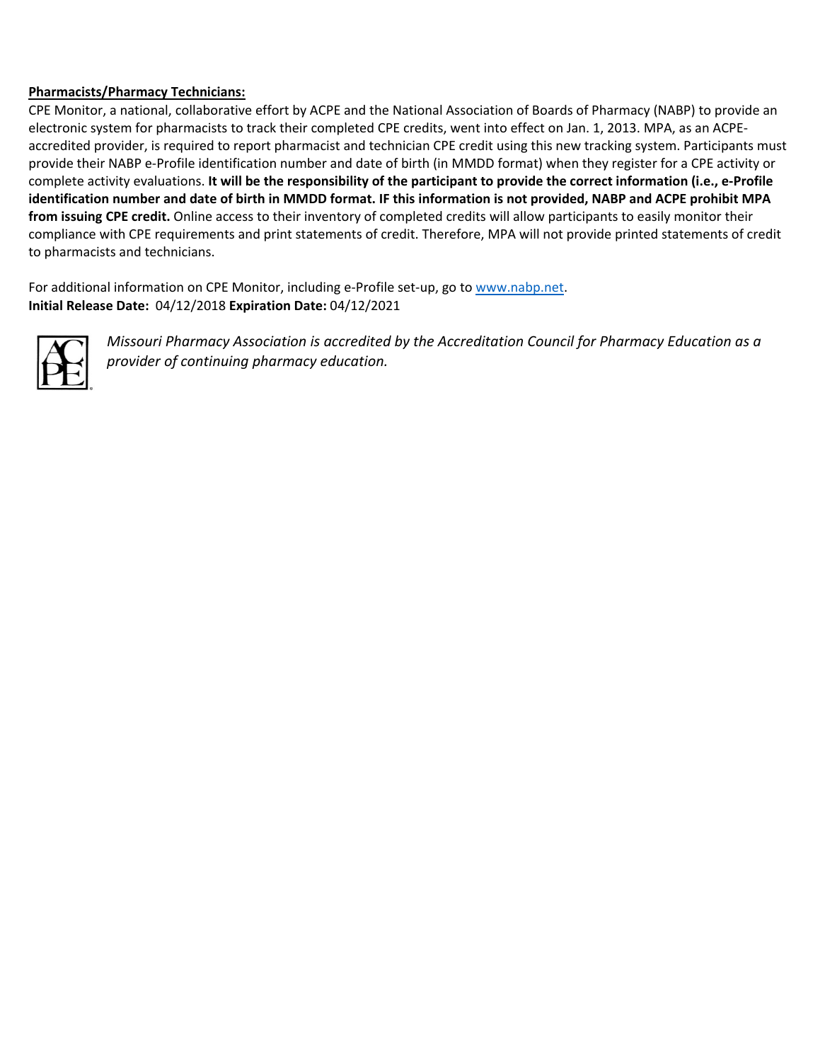**Pharmacists/Pharmacy Technicians:**

CPE Monitor, a national, collaborative effort by ACPE and the National Association of Boards of Pharmacy (NABP) to provide an electronic system for pharmacists to track their completed CPE credits, went into effect on Jan. 1, 2013. MPA, as an ACPE-accredited provider, is required to report pharmacist and technician CPE credit using this new tracking system. Participants must provide their NABP e-Profile identification number and date of birth (in MMDD format) when they register for a CPE activity or complete activity evaluations. **It will be the responsibility of the participant to provide the correct information (i.e., e-Profile identification number and date of birth in MMDD format. IF this information is not provided, NABP and ACPE prohibit MPA from issuing CPE credit.** Online access to their inventory of completed credits will allow participants to easily monitor their compliance with CPE requirements and print statements of credit. Therefore, MPA will not provide printed statements of credit to pharmacists and technicians.

For additional information on CPE Monitor, including e-Profile set-up, go to www.nabp.net.
**Initial Release Date:** 04/12/2018 **Expiration Date:** 04/12/2021

*Missouri Pharmacy Association is accredited by the Accreditation Council for Pharmacy Education as a provider of continuing pharmacy education.*